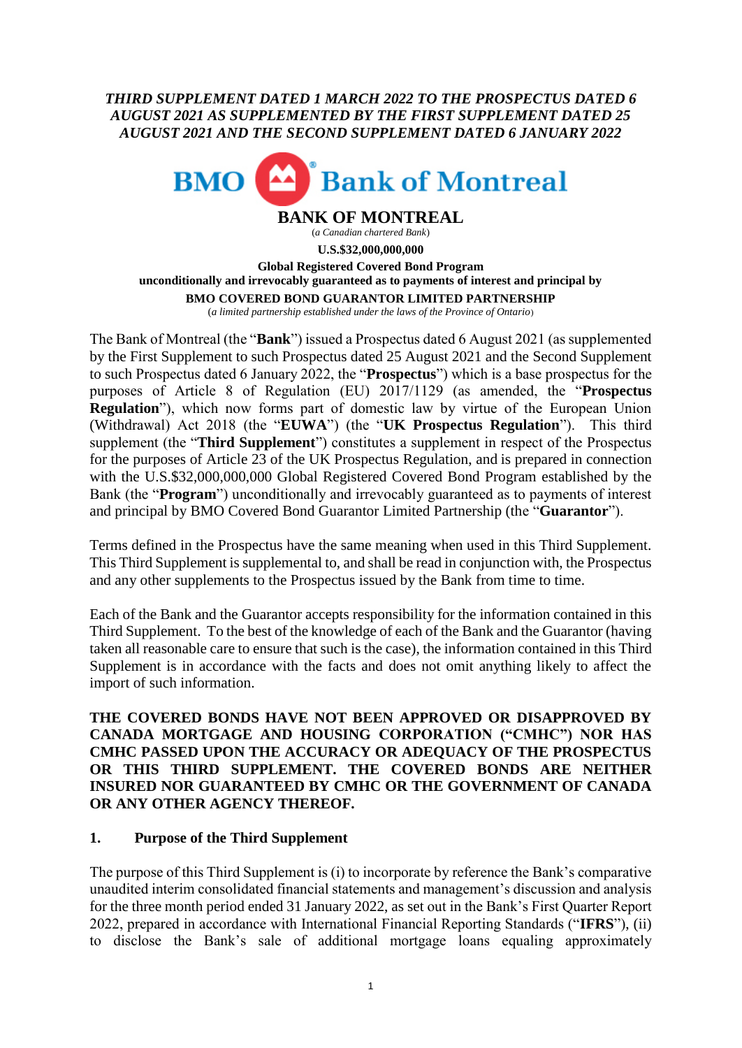***THIRD SUPPLEMENT DATED 1 MARCH 2022 TO THE PROSPECTUS DATED 6 AUGUST 2021 AS SUPPLEMENTED BY THE FIRST SUPPLEMENT DATED 25 AUGUST 2021 AND THE SECOND SUPPLEMENT DATED 6 JANUARY 2022***

BMO Bank of Montreal

# BANK OF MONTREAL

(*a Canadian chartered Bank*)

**U.S.$32,000,000,000**

**Global Registered Covered Bond Program**

**unconditionally and irrevocably guaranteed as to payments of interest and principal by**

**BMO COVERED BOND GUARANTOR LIMITED PARTNERSHIP**

(*a limited partnership established under the laws of the Province of Ontario*)

The Bank of Montreal (the "**Bank**") issued a Prospectus dated 6 August 2021 (as supplemented by the First Supplement to such Prospectus dated 25 August 2021 and the Second Supplement to such Prospectus dated 6 January 2022, the "**Prospectus**") which is a base prospectus for the purposes of Article 8 of Regulation (EU) 2017/1129 (as amended, the "**Prospectus Regulation**"), which now forms part of domestic law by virtue of the European Union (Withdrawal) Act 2018 (the "**EUWA**") (the "**UK Prospectus Regulation**"). This third supplement (the "**Third Supplement**") constitutes a supplement in respect of the Prospectus for the purposes of Article 23 of the UK Prospectus Regulation, and is prepared in connection with the U.S.$32,000,000,000 Global Registered Covered Bond Program established by the Bank (the "**Program**") unconditionally and irrevocably guaranteed as to payments of interest and principal by BMO Covered Bond Guarantor Limited Partnership (the "**Guarantor**").

Terms defined in the Prospectus have the same meaning when used in this Third Supplement. This Third Supplement is supplemental to, and shall be read in conjunction with, the Prospectus and any other supplements to the Prospectus issued by the Bank from time to time.

Each of the Bank and the Guarantor accepts responsibility for the information contained in this Third Supplement. To the best of the knowledge of each of the Bank and the Guarantor (having taken all reasonable care to ensure that such is the case), the information contained in this Third Supplement is in accordance with the facts and does not omit anything likely to affect the import of such information.

**THE COVERED BONDS HAVE NOT BEEN APPROVED OR DISAPPROVED BY CANADA MORTGAGE AND HOUSING CORPORATION ("CMHC") NOR HAS CMHC PASSED UPON THE ACCURACY OR ADEQUACY OF THE PROSPECTUS OR THIS THIRD SUPPLEMENT. THE COVERED BONDS ARE NEITHER INSURED NOR GUARANTEED BY CMHC OR THE GOVERNMENT OF CANADA OR ANY OTHER AGENCY THEREOF.**

## 1. Purpose of the Third Supplement

The purpose of this Third Supplement is (i) to incorporate by reference the Bank's comparative unaudited interim consolidated financial statements and management's discussion and analysis for the three month period ended 31 January 2022, as set out in the Bank's First Quarter Report 2022, prepared in accordance with International Financial Reporting Standards ("**IFRS**"), (ii) to disclose the Bank's sale of additional mortgage loans equaling approximately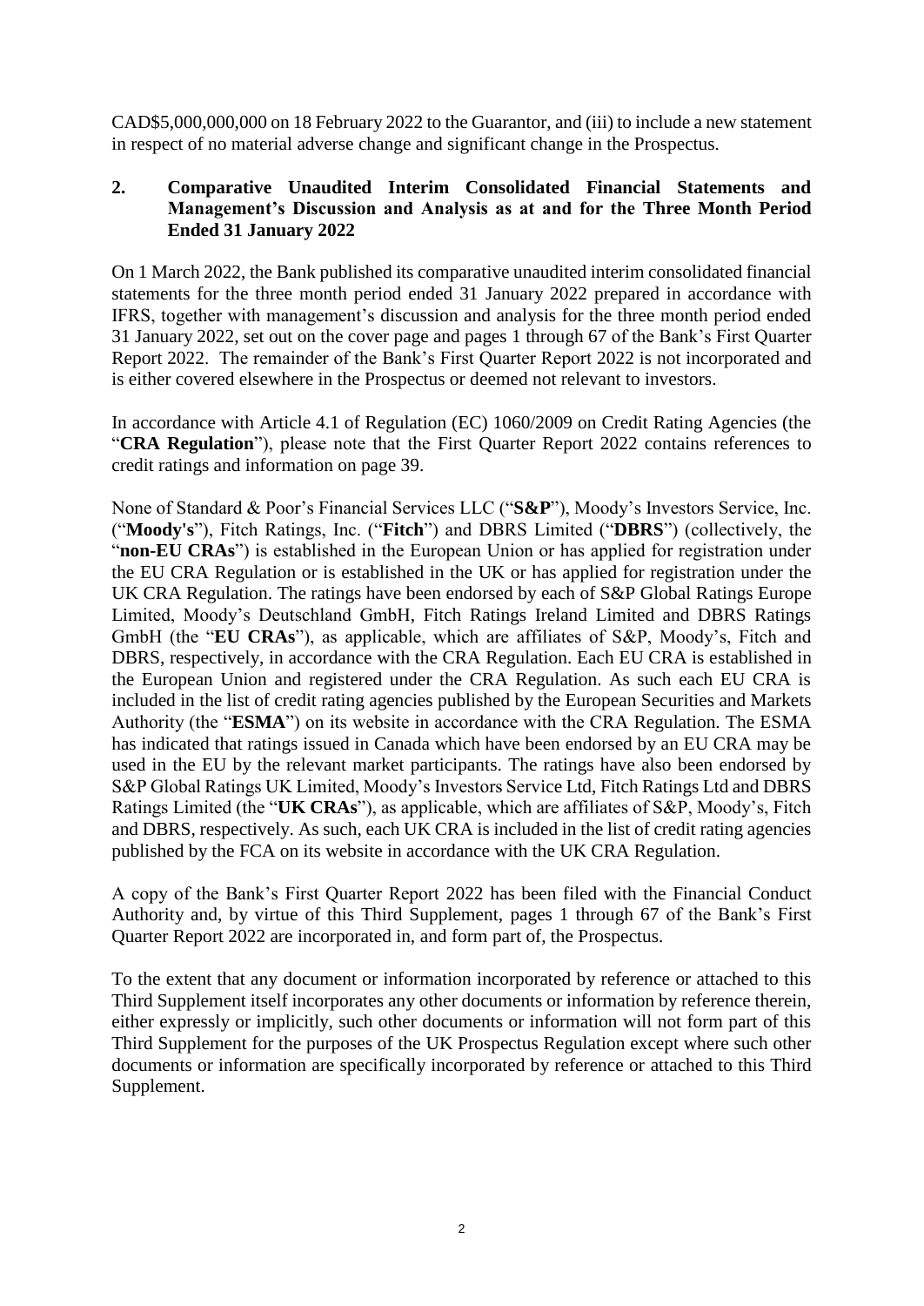CAD$5,000,000,000 on 18 February 2022 to the Guarantor, and (iii) to include a new statement in respect of no material adverse change and significant change in the Prospectus.

## 2. Comparative Unaudited Interim Consolidated Financial Statements and Management's Discussion and Analysis as at and for the Three Month Period Ended 31 January 2022

On 1 March 2022, the Bank published its comparative unaudited interim consolidated financial statements for the three month period ended 31 January 2022 prepared in accordance with IFRS, together with management's discussion and analysis for the three month period ended 31 January 2022, set out on the cover page and pages 1 through 67 of the Bank's First Quarter Report 2022. The remainder of the Bank's First Quarter Report 2022 is not incorporated and is either covered elsewhere in the Prospectus or deemed not relevant to investors.

In accordance with Article 4.1 of Regulation (EC) 1060/2009 on Credit Rating Agencies (the "**CRA Regulation**"), please note that the First Quarter Report 2022 contains references to credit ratings and information on page 39.

None of Standard & Poor's Financial Services LLC ("**S&P**"), Moody's Investors Service, Inc. ("**Moody's**"), Fitch Ratings, Inc. ("**Fitch**") and DBRS Limited ("**DBRS**") (collectively, the "**non-EU CRAs**") is established in the European Union or has applied for registration under the EU CRA Regulation or is established in the UK or has applied for registration under the UK CRA Regulation. The ratings have been endorsed by each of S&P Global Ratings Europe Limited, Moody's Deutschland GmbH, Fitch Ratings Ireland Limited and DBRS Ratings GmbH (the "**EU CRAs**"), as applicable, which are affiliates of S&P, Moody's, Fitch and DBRS, respectively, in accordance with the CRA Regulation. Each EU CRA is established in the European Union and registered under the CRA Regulation. As such each EU CRA is included in the list of credit rating agencies published by the European Securities and Markets Authority (the "**ESMA**") on its website in accordance with the CRA Regulation. The ESMA has indicated that ratings issued in Canada which have been endorsed by an EU CRA may be used in the EU by the relevant market participants. The ratings have also been endorsed by S&P Global Ratings UK Limited, Moody's Investors Service Ltd, Fitch Ratings Ltd and DBRS Ratings Limited (the "**UK CRAs**"), as applicable, which are affiliates of S&P, Moody's, Fitch and DBRS, respectively. As such, each UK CRA is included in the list of credit rating agencies published by the FCA on its website in accordance with the UK CRA Regulation.

A copy of the Bank's First Quarter Report 2022 has been filed with the Financial Conduct Authority and, by virtue of this Third Supplement, pages 1 through 67 of the Bank's First Quarter Report 2022 are incorporated in, and form part of, the Prospectus.

To the extent that any document or information incorporated by reference or attached to this Third Supplement itself incorporates any other documents or information by reference therein, either expressly or implicitly, such other documents or information will not form part of this Third Supplement for the purposes of the UK Prospectus Regulation except where such other documents or information are specifically incorporated by reference or attached to this Third Supplement.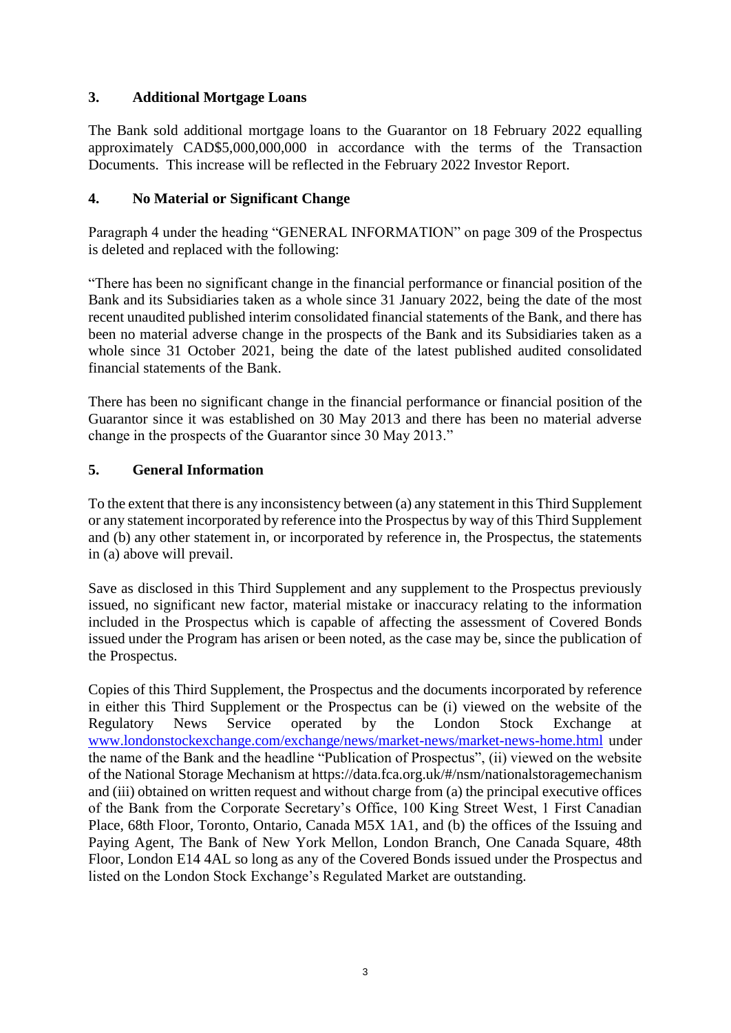## 3. Additional Mortgage Loans

The Bank sold additional mortgage loans to the Guarantor on 18 February 2022 equalling approximately CAD$5,000,000,000 in accordance with the terms of the Transaction Documents. This increase will be reflected in the February 2022 Investor Report.

## 4. No Material or Significant Change

Paragraph 4 under the heading "GENERAL INFORMATION" on page 309 of the Prospectus is deleted and replaced with the following:

"There has been no significant change in the financial performance or financial position of the Bank and its Subsidiaries taken as a whole since 31 January 2022, being the date of the most recent unaudited published interim consolidated financial statements of the Bank, and there has been no material adverse change in the prospects of the Bank and its Subsidiaries taken as a whole since 31 October 2021, being the date of the latest published audited consolidated financial statements of the Bank.

There has been no significant change in the financial performance or financial position of the Guarantor since it was established on 30 May 2013 and there has been no material adverse change in the prospects of the Guarantor since 30 May 2013."

## 5. General Information

To the extent that there is any inconsistency between (a) any statement in this Third Supplement or any statement incorporated by reference into the Prospectus by way of this Third Supplement and (b) any other statement in, or incorporated by reference in, the Prospectus, the statements in (a) above will prevail.

Save as disclosed in this Third Supplement and any supplement to the Prospectus previously issued, no significant new factor, material mistake or inaccuracy relating to the information included in the Prospectus which is capable of affecting the assessment of Covered Bonds issued under the Program has arisen or been noted, as the case may be, since the publication of the Prospectus.

Copies of this Third Supplement, the Prospectus and the documents incorporated by reference in either this Third Supplement or the Prospectus can be (i) viewed on the website of the Regulatory News Service operated by the London Stock Exchange at www.londonstockexchange.com/exchange/news/market-news/market-news-home.html under the name of the Bank and the headline "Publication of Prospectus", (ii) viewed on the website of the National Storage Mechanism at https://data.fca.org.uk/#/nsm/nationalstoragemechanism and (iii) obtained on written request and without charge from (a) the principal executive offices of the Bank from the Corporate Secretary's Office, 100 King Street West, 1 First Canadian Place, 68th Floor, Toronto, Ontario, Canada M5X 1A1, and (b) the offices of the Issuing and Paying Agent, The Bank of New York Mellon, London Branch, One Canada Square, 48th Floor, London E14 4AL so long as any of the Covered Bonds issued under the Prospectus and listed on the London Stock Exchange's Regulated Market are outstanding.